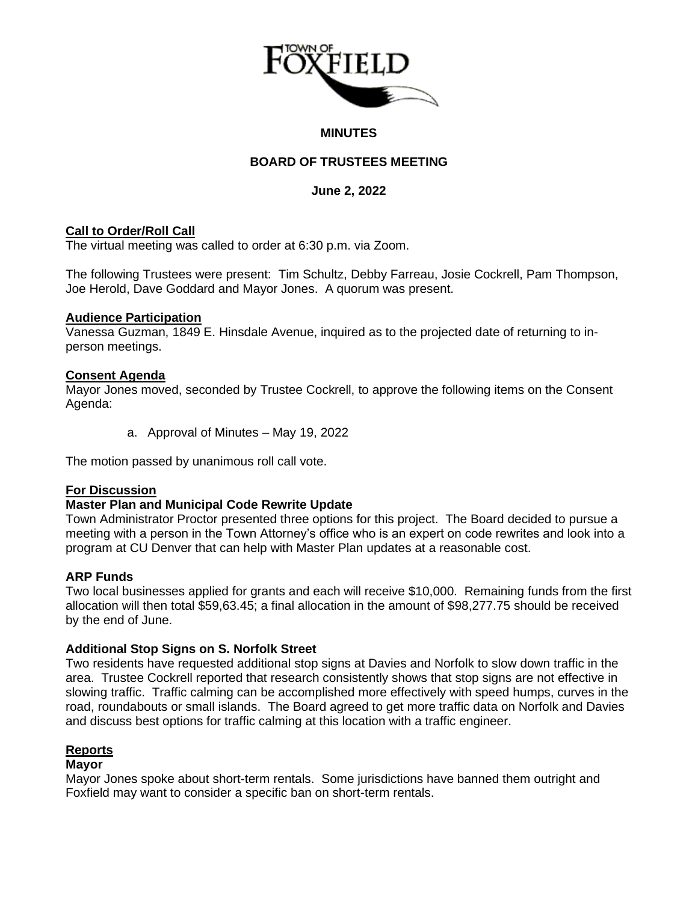# MINUTES

## BOARD OF TRUSTEES MEETING

### June 2, 2022

**Call to Order/Roll Call**

The virtual meeting was called to order at 6:30 p.m. via Zoom.

The following Trustees were present: Tim Schultz, Debby Farreau, Josie Cockrell, Pam Thompson, Joe Herold, Dave Goddard and Mayor Jones. A quorum was present.

**Audience Participation**

Vanessa Guzman, 1849 E. Hinsdale Avenue, inquired as to the projected date of returning to in-person meetings.

**Consent Agenda**

Mayor Jones moved, seconded by Trustee Cockrell, to approve the following items on the Consent Agenda:

a. Approval of Minutes – May 19, 2022

The motion passed by unanimous roll call vote.

**For Discussion**

**Master Plan and Municipal Code Rewrite Update**

Town Administrator Proctor presented three options for this project. The Board decided to pursue a meeting with a person in the Town Attorney's office who is an expert on code rewrites and look into a program at CU Denver that can help with Master Plan updates at a reasonable cost.

**ARP Funds**

Two local businesses applied for grants and each will receive $10,000. Remaining funds from the first allocation will then total $59,63.45; a final allocation in the amount of $98,277.75 should be received by the end of June.

**Additional Stop Signs on S. Norfolk Street**

Two residents have requested additional stop signs at Davies and Norfolk to slow down traffic in the area. Trustee Cockrell reported that research consistently shows that stop signs are not effective in slowing traffic. Traffic calming can be accomplished more effectively with speed humps, curves in the road, roundabouts or small islands. The Board agreed to get more traffic data on Norfolk and Davies and discuss best options for traffic calming at this location with a traffic engineer.

**Reports**

**Mayor**

Mayor Jones spoke about short-term rentals. Some jurisdictions have banned them outright and Foxfield may want to consider a specific ban on short-term rentals.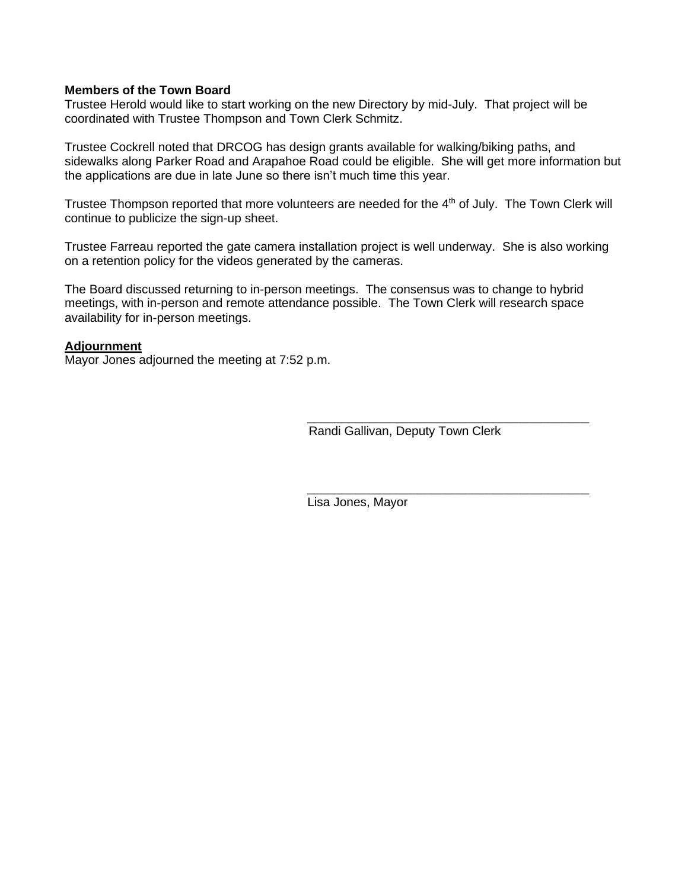**Members of the Town Board**

Trustee Herold would like to start working on the new Directory by mid-July. That project will be coordinated with Trustee Thompson and Town Clerk Schmitz.

Trustee Cockrell noted that DRCOG has design grants available for walking/biking paths, and sidewalks along Parker Road and Arapahoe Road could be eligible. She will get more information but the applications are due in late June so there isn't much time this year.

Trustee Thompson reported that more volunteers are needed for the 4th of July. The Town Clerk will continue to publicize the sign-up sheet.

Trustee Farreau reported the gate camera installation project is well underway. She is also working on a retention policy for the videos generated by the cameras.

The Board discussed returning to in-person meetings. The consensus was to change to hybrid meetings, with in-person and remote attendance possible. The Town Clerk will research space availability for in-person meetings.

**Adjournment**

Mayor Jones adjourned the meeting at 7:52 p.m.

\_\_\_\_\_\_\_\_\_\_\_\_\_\_\_\_\_\_\_\_\_\_\_\_\_\_\_\_\_\_\_\_\_\_\_\_\_\_\_\_\_\_

Randi Gallivan, Deputy Town Clerk

\_\_\_\_\_\_\_\_\_\_\_\_\_\_\_\_\_\_\_\_\_\_\_\_\_\_\_\_\_\_\_\_\_\_\_\_\_\_\_\_\_\_

Lisa Jones, Mayor